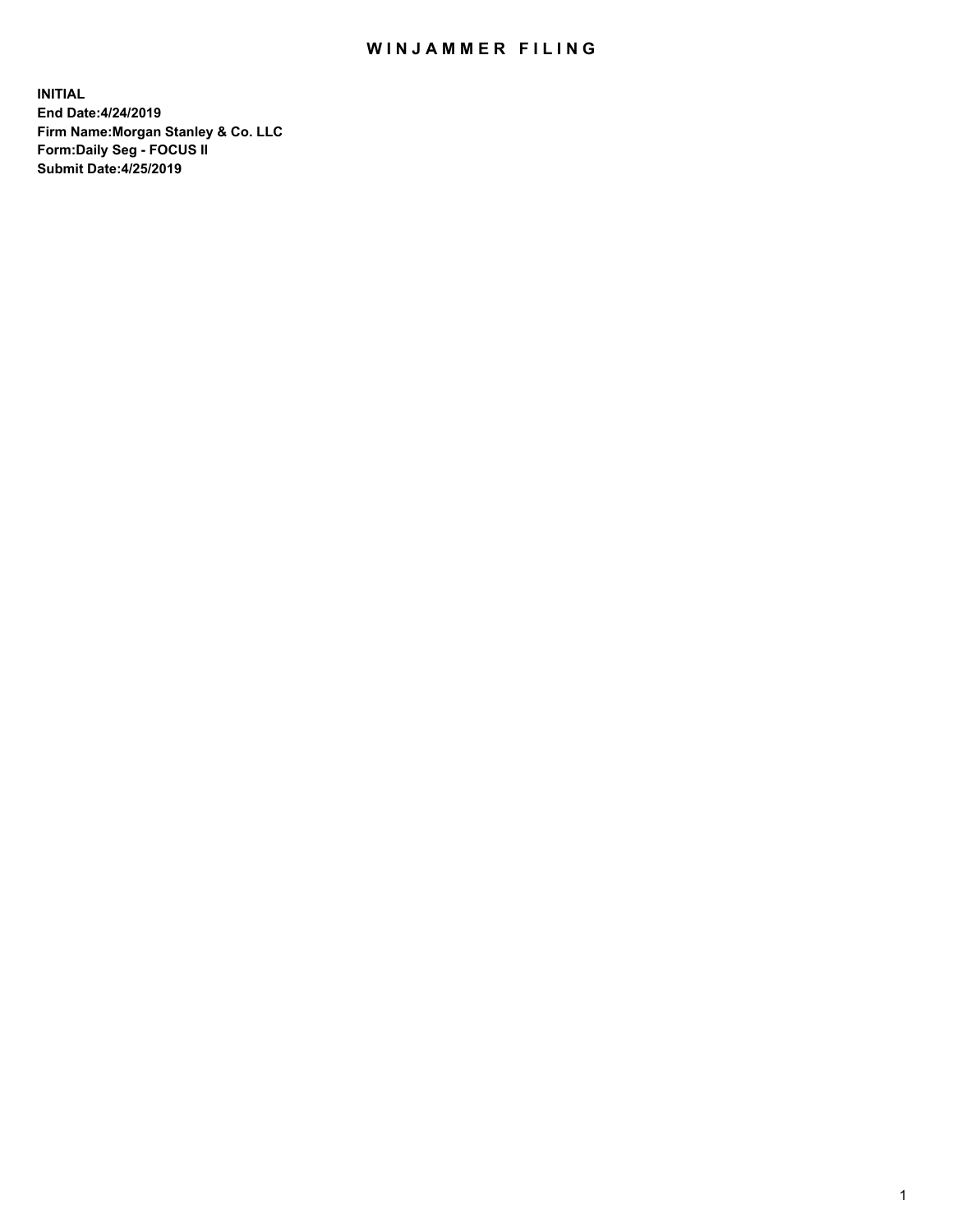# WINJAMMER FILING

**INITIAL**
**End Date:4/24/2019**
**Firm Name:Morgan Stanley & Co. LLC**
**Form:Daily Seg - FOCUS II**
**Submit Date:4/25/2019**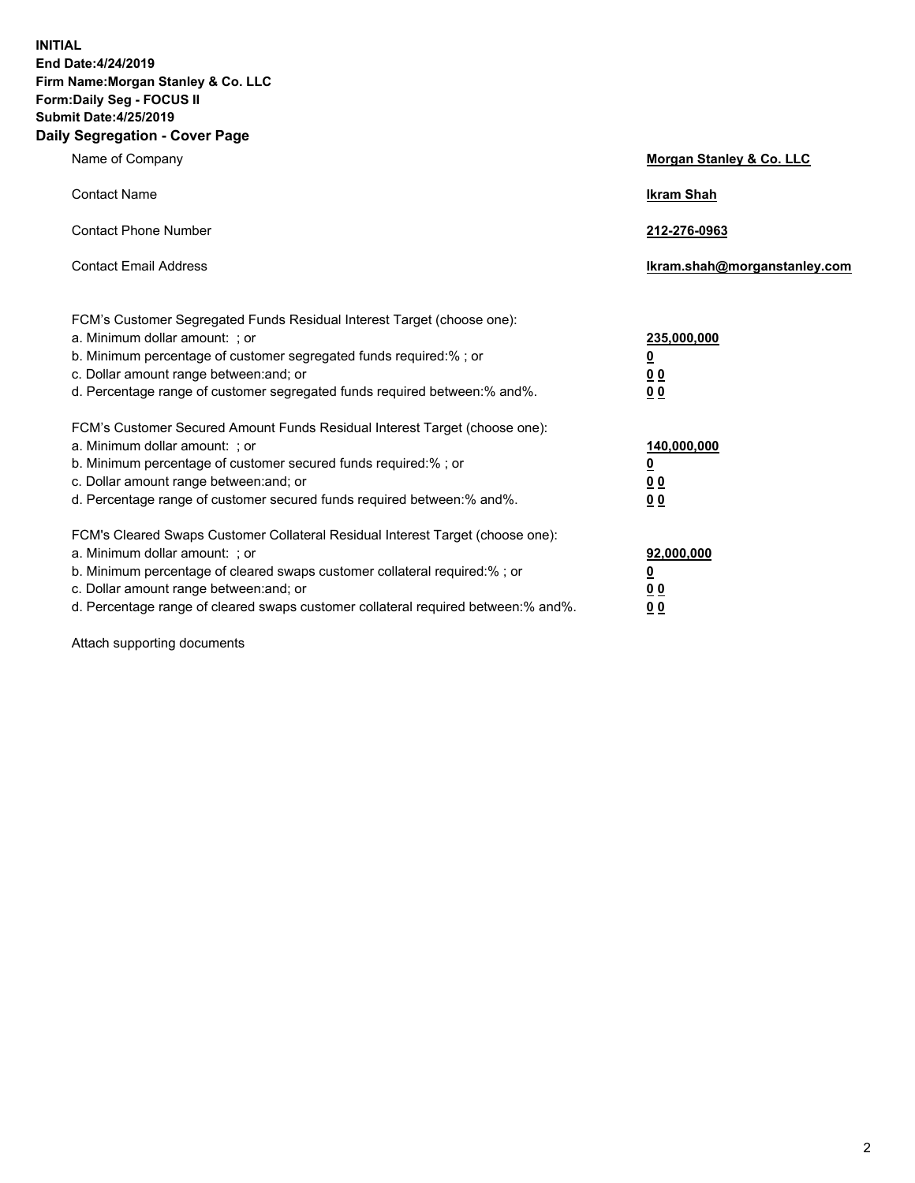**INITIAL**
**End Date:4/24/2019**
**Firm Name:Morgan Stanley & Co. LLC**
**Form:Daily Seg - FOCUS II**
**Submit Date:4/25/2019**
**Daily Segregation - Cover Page**

| | |
|---|---|
| Name of Company | **Morgan Stanley & Co. LLC** |
| Contact Name | **Ikram Shah** |
| Contact Phone Number | **212-276-0963** |
| Contact Email Address | **Ikram.shah@morganstanley.com** |

| | |
|---|---|
| FCM's Customer Segregated Funds Residual Interest Target (choose one): | |
| a. Minimum dollar amount: ; or | **235,000,000** |
| b. Minimum percentage of customer segregated funds required:% ; or | **0** |
| c. Dollar amount range between:and; or | **0 0** |
| d. Percentage range of customer segregated funds required between:% and%. | **0 0** |
| FCM's Customer Secured Amount Funds Residual Interest Target (choose one): | |
| a. Minimum dollar amount: ; or | **140,000,000** |
| b. Minimum percentage of customer secured funds required:% ; or | **0** |
| c. Dollar amount range between:and; or | **0 0** |
| d. Percentage range of customer secured funds required between:% and%. | **0 0** |
| FCM's Cleared Swaps Customer Collateral Residual Interest Target (choose one): | |
| a. Minimum dollar amount: ; or | **92,000,000** |
| b. Minimum percentage of cleared swaps customer collateral required:% ; or | **0** |
| c. Dollar amount range between:and; or | **0 0** |
| d. Percentage range of cleared swaps customer collateral required between:% and%. | **0 0** |

Attach supporting documents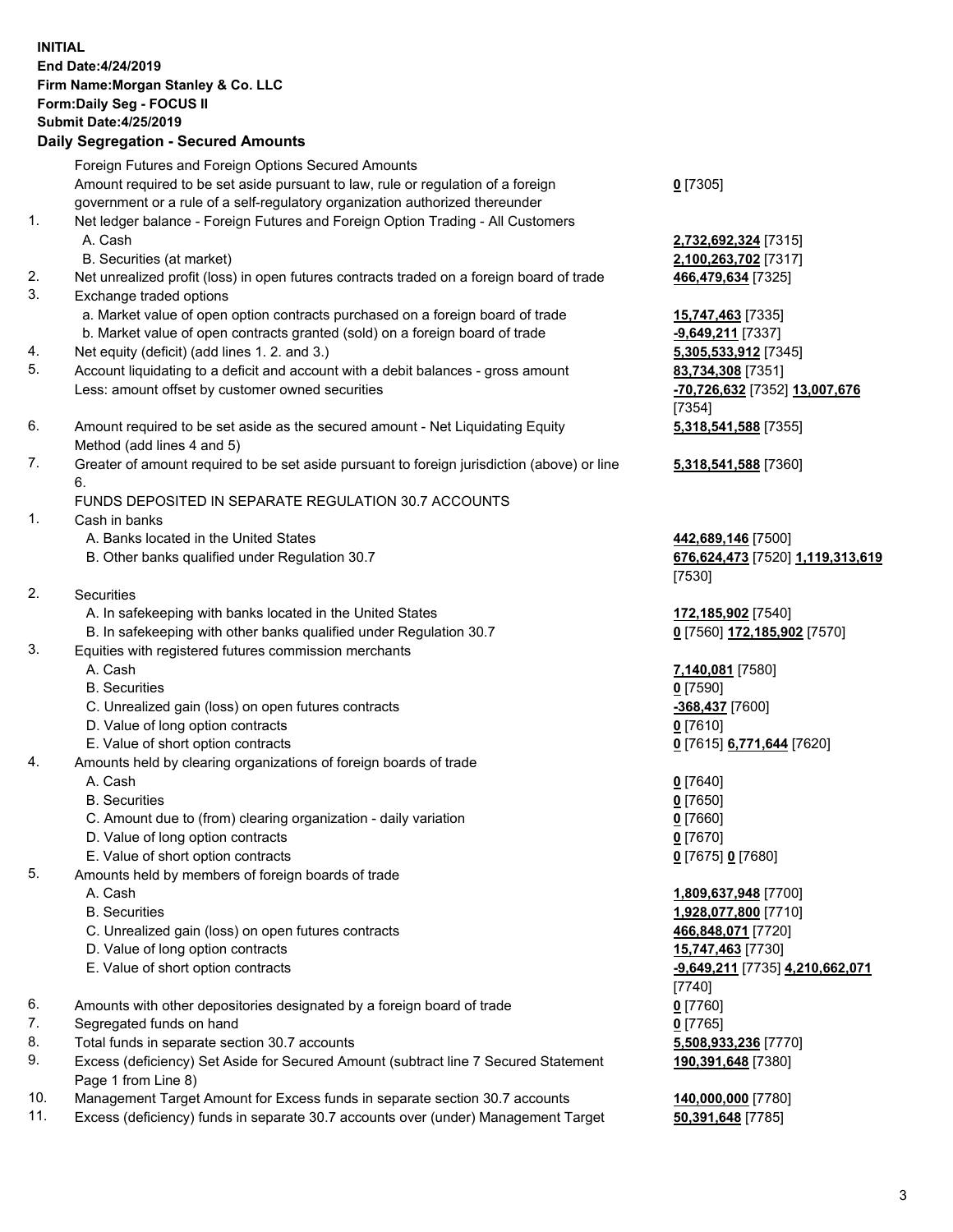**INITIAL**
**End Date:4/24/2019**
**Firm Name:Morgan Stanley & Co. LLC**
**Form:Daily Seg - FOCUS II**
**Submit Date:4/25/2019**

### Daily Segregation - Secured Amounts

| | | |
|---|---|---|
| | Foreign Futures and Foreign Options Secured Amounts | |
| | Amount required to be set aside pursuant to law, rule or regulation of a foreign government or a rule of a self-regulatory organization authorized thereunder | **0** [7305] |
| 1. | Net ledger balance - Foreign Futures and Foreign Option Trading - All Customers | |
| | A. Cash | **2,732,692,324** [7315] |
| | B. Securities (at market) | **2,100,263,702** [7317] |
| 2. | Net unrealized profit (loss) in open futures contracts traded on a foreign board of trade | **466,479,634** [7325] |
| 3. | Exchange traded options | |
| | a. Market value of open option contracts purchased on a foreign board of trade | **15,747,463** [7335] |
| | b. Market value of open contracts granted (sold) on a foreign board of trade | **-9,649,211** [7337] |
| 4. | Net equity (deficit) (add lines 1. 2. and 3.) | **5,305,533,912** [7345] |
| 5. | Account liquidating to a deficit and account with a debit balances - gross amount | **83,734,308** [7351] |
| | Less: amount offset by customer owned securities | **-70,726,632** [7352] **13,007,676** [7354] |
| 6. | Amount required to be set aside as the secured amount - Net Liquidating Equity Method (add lines 4 and 5) | **5,318,541,588** [7355] |
| 7. | Greater of amount required to be set aside pursuant to foreign jurisdiction (above) or line 6. | **5,318,541,588** [7360] |
| | FUNDS DEPOSITED IN SEPARATE REGULATION 30.7 ACCOUNTS | |
| 1. | Cash in banks | |
| | A. Banks located in the United States | **442,689,146** [7500] |
| | B. Other banks qualified under Regulation 30.7 | **676,624,473** [7520] **1,119,313,619** [7530] |
| 2. | Securities | |
| | A. In safekeeping with banks located in the United States | **172,185,902** [7540] |
| | B. In safekeeping with other banks qualified under Regulation 30.7 | **0** [7560] **172,185,902** [7570] |
| 3. | Equities with registered futures commission merchants | |
| | A. Cash | **7,140,081** [7580] |
| | B. Securities | **0** [7590] |
| | C. Unrealized gain (loss) on open futures contracts | **-368,437** [7600] |
| | D. Value of long option contracts | **0** [7610] |
| | E. Value of short option contracts | **0** [7615] **6,771,644** [7620] |
| 4. | Amounts held by clearing organizations of foreign boards of trade | |
| | A. Cash | **0** [7640] |
| | B. Securities | **0** [7650] |
| | C. Amount due to (from) clearing organization - daily variation | **0** [7660] |
| | D. Value of long option contracts | **0** [7670] |
| | E. Value of short option contracts | **0** [7675] **0** [7680] |
| 5. | Amounts held by members of foreign boards of trade | |
| | A. Cash | **1,809,637,948** [7700] |
| | B. Securities | **1,928,077,800** [7710] |
| | C. Unrealized gain (loss) on open futures contracts | **466,848,071** [7720] |
| | D. Value of long option contracts | **15,747,463** [7730] |
| | E. Value of short option contracts | **-9,649,211** [7735] **4,210,662,071** [7740] |
| 6. | Amounts with other depositories designated by a foreign board of trade | **0** [7760] |
| 7. | Segregated funds on hand | **0** [7765] |
| 8. | Total funds in separate section 30.7 accounts | **5,508,933,236** [7770] |
| 9. | Excess (deficiency) Set Aside for Secured Amount (subtract line 7 Secured Statement Page 1 from Line 8) | **190,391,648** [7380] |
| 10. | Management Target Amount for Excess funds in separate section 30.7 accounts | **140,000,000** [7780] |
| 11. | Excess (deficiency) funds in separate 30.7 accounts over (under) Management Target | **50,391,648** [7785] |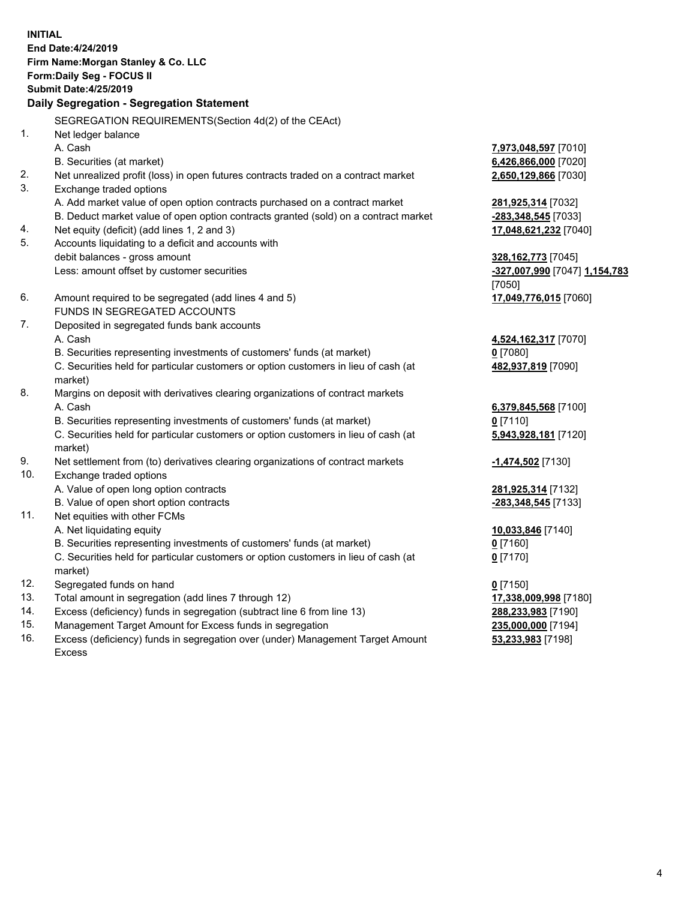**INITIAL**
**End Date:4/24/2019**
**Firm Name:Morgan Stanley & Co. LLC**
**Form:Daily Seg - FOCUS II**
**Submit Date:4/25/2019**

**Daily Segregation - Segregation Statement**

| | | |
|---|---|---|
| | SEGREGATION REQUIREMENTS(Section 4d(2) of the CEAct) | |
| 1. | Net ledger balance | |
| | A. Cash | **7,973,048,597** [7010] |
| | B. Securities (at market) | **6,426,866,000** [7020] |
| 2. | Net unrealized profit (loss) in open futures contracts traded on a contract market | **2,650,129,866** [7030] |
| 3. | Exchange traded options | |
| | A. Add market value of open option contracts purchased on a contract market | **281,925,314** [7032] |
| | B. Deduct market value of open option contracts granted (sold) on a contract market | **-283,348,545** [7033] |
| 4. | Net equity (deficit) (add lines 1, 2 and 3) | **17,048,621,232** [7040] |
| 5. | Accounts liquidating to a deficit and accounts with debit balances - gross amount | **328,162,773** [7045] |
| | Less: amount offset by customer securities | **-327,007,990** [7047] **1,154,783** [7050] |
| 6. | Amount required to be segregated (add lines 4 and 5) | **17,049,776,015** [7060] |
| | FUNDS IN SEGREGATED ACCOUNTS | |
| 7. | Deposited in segregated funds bank accounts | |
| | A. Cash | **4,524,162,317** [7070] |
| | B. Securities representing investments of customers' funds (at market) | **0** [7080] |
| | C. Securities held for particular customers or option customers in lieu of cash (at market) | **482,937,819** [7090] |
| 8. | Margins on deposit with derivatives clearing organizations of contract markets | |
| | A. Cash | **6,379,845,568** [7100] |
| | B. Securities representing investments of customers' funds (at market) | **0** [7110] |
| | C. Securities held for particular customers or option customers in lieu of cash (at market) | **5,943,928,181** [7120] |
| 9. | Net settlement from (to) derivatives clearing organizations of contract markets | **-1,474,502** [7130] |
| 10. | Exchange traded options | |
| | A. Value of open long option contracts | **281,925,314** [7132] |
| | B. Value of open short option contracts | **-283,348,545** [7133] |
| 11. | Net equities with other FCMs | |
| | A. Net liquidating equity | **10,033,846** [7140] |
| | B. Securities representing investments of customers' funds (at market) | **0** [7160] |
| | C. Securities held for particular customers or option customers in lieu of cash (at market) | **0** [7170] |
| 12. | Segregated funds on hand | **0** [7150] |
| 13. | Total amount in segregation (add lines 7 through 12) | **17,338,009,998** [7180] |
| 14. | Excess (deficiency) funds in segregation (subtract line 6 from line 13) | **288,233,983** [7190] |
| 15. | Management Target Amount for Excess funds in segregation | **235,000,000** [7194] |
| 16. | Excess (deficiency) funds in segregation over (under) Management Target Amount Excess | **53,233,983** [7198] |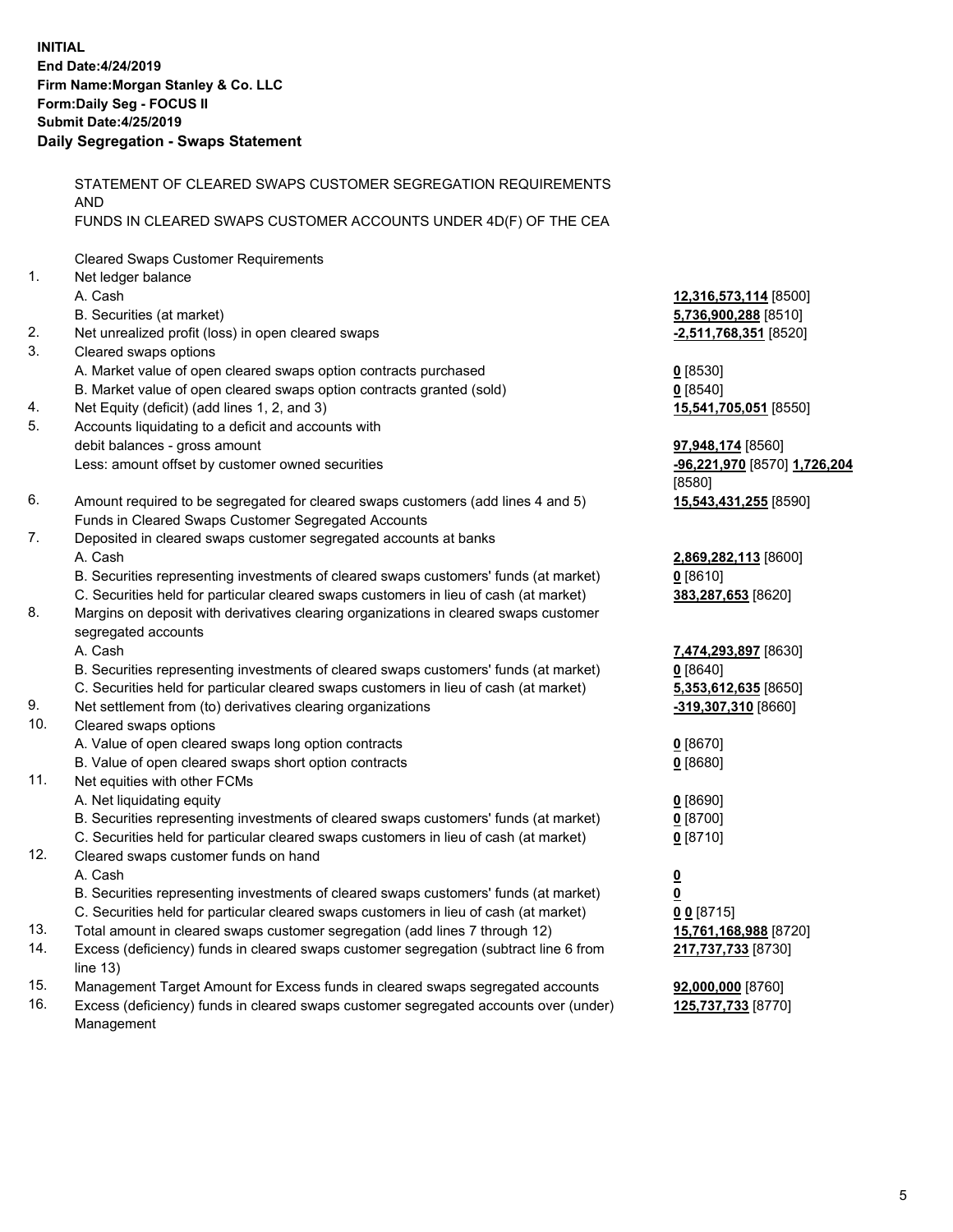**INITIAL**
**End Date:4/24/2019**
**Firm Name:Morgan Stanley & Co. LLC**
**Form:Daily Seg - FOCUS II**
**Submit Date:4/25/2019**
**Daily Segregation - Swaps Statement**

STATEMENT OF CLEARED SWAPS CUSTOMER SEGREGATION REQUIREMENTS AND FUNDS IN CLEARED SWAPS CUSTOMER ACCOUNTS UNDER 4D(F) OF THE CEA

| | | |
|---|---|---|
| | Cleared Swaps Customer Requirements | |
| 1. | Net ledger balance | |
| | A. Cash | **12,316,573,114** [8500] |
| | B. Securities (at market) | **5,736,900,288** [8510] |
| 2. | Net unrealized profit (loss) in open cleared swaps | **-2,511,768,351** [8520] |
| 3. | Cleared swaps options | |
| | A. Market value of open cleared swaps option contracts purchased | **0** [8530] |
| | B. Market value of open cleared swaps option contracts granted (sold) | **0** [8540] |
| 4. | Net Equity (deficit) (add lines 1, 2, and 3) | **15,541,705,051** [8550] |
| 5. | Accounts liquidating to a deficit and accounts with debit balances - gross amount | **97,948,174** [8560] |
| | Less: amount offset by customer owned securities | **-96,221,970** [8570] **1,726,204** [8580] |
| 6. | Amount required to be segregated for cleared swaps customers (add lines 4 and 5) | **15,543,431,255** [8590] |
| | Funds in Cleared Swaps Customer Segregated Accounts | |
| 7. | Deposited in cleared swaps customer segregated accounts at banks | |
| | A. Cash | **2,869,282,113** [8600] |
| | B. Securities representing investments of cleared swaps customers' funds (at market) | **0** [8610] |
| | C. Securities held for particular cleared swaps customers in lieu of cash (at market) | **383,287,653** [8620] |
| 8. | Margins on deposit with derivatives clearing organizations in cleared swaps customer segregated accounts | |
| | A. Cash | **7,474,293,897** [8630] |
| | B. Securities representing investments of cleared swaps customers' funds (at market) | **0** [8640] |
| | C. Securities held for particular cleared swaps customers in lieu of cash (at market) | **5,353,612,635** [8650] |
| 9. | Net settlement from (to) derivatives clearing organizations | **-319,307,310** [8660] |
| 10. | Cleared swaps options | |
| | A. Value of open cleared swaps long option contracts | **0** [8670] |
| | B. Value of open cleared swaps short option contracts | **0** [8680] |
| 11. | Net equities with other FCMs | |
| | A. Net liquidating equity | **0** [8690] |
| | B. Securities representing investments of cleared swaps customers' funds (at market) | **0** [8700] |
| | C. Securities held for particular cleared swaps customers in lieu of cash (at market) | **0** [8710] |
| 12. | Cleared swaps customer funds on hand | |
| | A. Cash | **0** |
| | B. Securities representing investments of cleared swaps customers' funds (at market) | **0** |
| | C. Securities held for particular cleared swaps customers in lieu of cash (at market) | **0** **0** [8715] |
| 13. | Total amount in cleared swaps customer segregation (add lines 7 through 12) | **15,761,168,988** [8720] |
| 14. | Excess (deficiency) funds in cleared swaps customer segregation (subtract line 6 from line 13) | **217,737,733** [8730] |
| 15. | Management Target Amount for Excess funds in cleared swaps segregated accounts | **92,000,000** [8760] |
| 16. | Excess (deficiency) funds in cleared swaps customer segregated accounts over (under) Management | **125,737,733** [8770] |